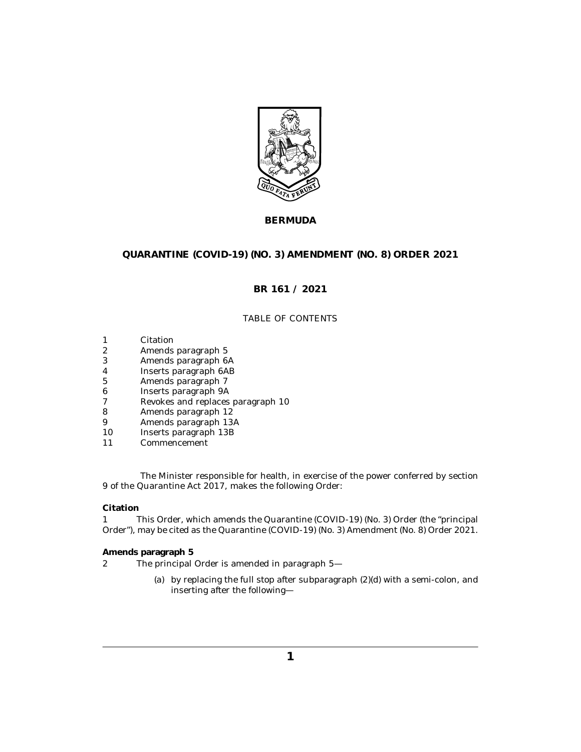**BERMUDA**

# QUARANTINE (COVID-19) (NO. 3) AMENDMENT (NO. 8) ORDER 2021

## BR 161 / 2021

TABLE OF CONTENTS

1 Citation
2 Amends paragraph 5
3 Amends paragraph 6A
4 Inserts paragraph 6AB
5 Amends paragraph 7
6 Inserts paragraph 9A
7 Revokes and replaces paragraph 10
8 Amends paragraph 12
9 Amends paragraph 13A
10 Inserts paragraph 13B
11 Commencement

The Minister responsible for health, in exercise of the power conferred by section 9 of the Quarantine Act 2017, makes the following Order:

**Citation**

1 This Order, which amends the Quarantine (COVID-19) (No. 3) Order (the "principal Order"), may be cited as the Quarantine (COVID-19) (No. 3) Amendment (No. 8) Order 2021.

**Amends paragraph 5**

2 The principal Order is amended in paragraph 5—

(a) by replacing the full stop after subparagraph (2)(d) with a semi-colon, and inserting after the following—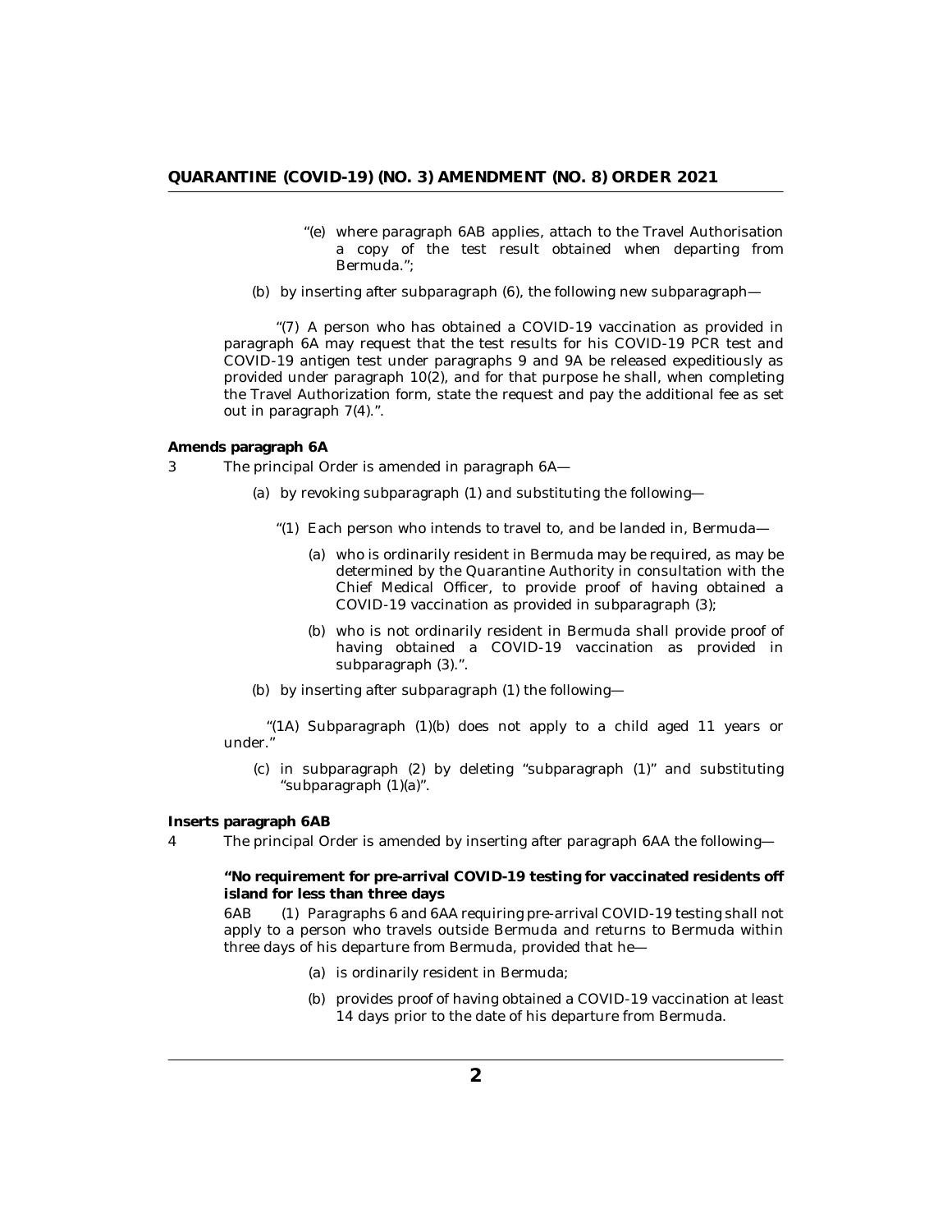"(e) where paragraph 6AB applies, attach to the Travel Authorisation a copy of the test result obtained when departing from Bermuda.";

(b) by inserting after subparagraph (6), the following new subparagraph—

"(7) A person who has obtained a COVID-19 vaccination as provided in paragraph 6A may request that the test results for his COVID-19 PCR test and COVID-19 antigen test under paragraphs 9 and 9A be released expeditiously as provided under paragraph 10(2), and for that purpose he shall, when completing the Travel Authorization form, state the request and pay the additional fee as set out in paragraph 7(4).".

**Amends paragraph 6A**

3 The principal Order is amended in paragraph 6A—

(a) by revoking subparagraph (1) and substituting the following—

"(1) Each person who intends to travel to, and be landed in, Bermuda—

(a) who is ordinarily resident in Bermuda may be required, as may be determined by the Quarantine Authority in consultation with the Chief Medical Officer, to provide proof of having obtained a COVID-19 vaccination as provided in subparagraph (3);

(b) who is not ordinarily resident in Bermuda shall provide proof of having obtained a COVID-19 vaccination as provided in subparagraph (3).".

(b) by inserting after subparagraph (1) the following—

"(1A) Subparagraph (1)(b) does not apply to a child aged 11 years or under."

(c) in subparagraph (2) by deleting "subparagraph (1)" and substituting "subparagraph (1)(a)".

**Inserts paragraph 6AB**

4 The principal Order is amended by inserting after paragraph 6AA the following—

**"No requirement for pre-arrival COVID-19 testing for vaccinated residents off island for less than three days**

6AB (1) Paragraphs 6 and 6AA requiring pre-arrival COVID-19 testing shall not apply to a person who travels outside Bermuda and returns to Bermuda within three days of his departure from Bermuda, provided that he—

(a) is ordinarily resident in Bermuda;

(b) provides proof of having obtained a COVID-19 vaccination at least 14 days prior to the date of his departure from Bermuda.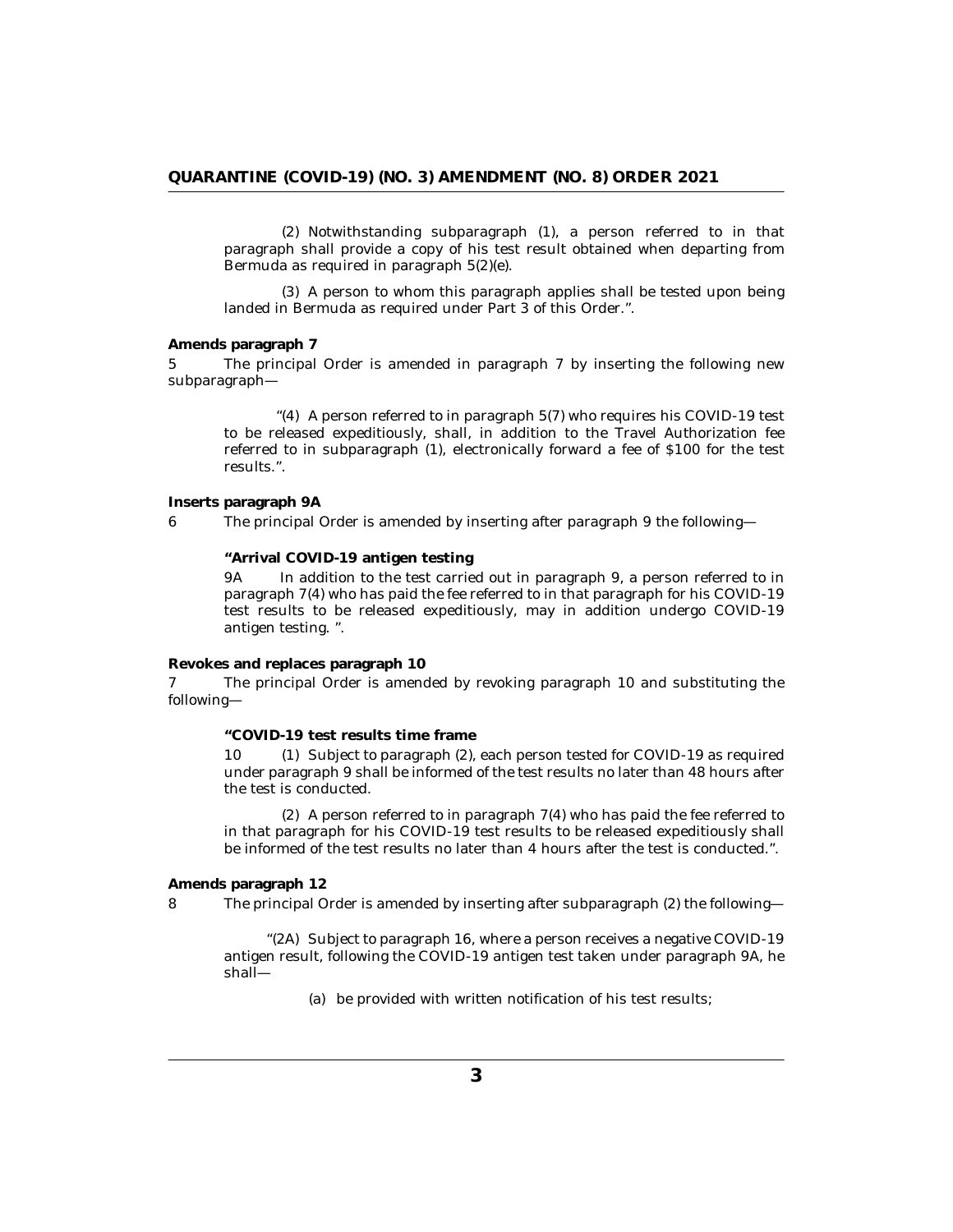(2) Notwithstanding subparagraph (1), a person referred to in that paragraph shall provide a copy of his test result obtained when departing from Bermuda as required in paragraph 5(2)(e).

(3) A person to whom this paragraph applies shall be tested upon being landed in Bermuda as required under Part 3 of this Order.".

**Amends paragraph 7**

5 The principal Order is amended in paragraph 7 by inserting the following new subparagraph—

"(4) A person referred to in paragraph 5(7) who requires his COVID-19 test to be released expeditiously, shall, in addition to the Travel Authorization fee referred to in subparagraph (1), electronically forward a fee of $100 for the test results.".

**Inserts paragraph 9A**

6 The principal Order is amended by inserting after paragraph 9 the following—

**"Arrival COVID-19 antigen testing**

9A In addition to the test carried out in paragraph 9, a person referred to in paragraph 7(4) who has paid the fee referred to in that paragraph for his COVID-19 test results to be released expeditiously, may in addition undergo COVID-19 antigen testing. ".

**Revokes and replaces paragraph 10**

7 The principal Order is amended by revoking paragraph 10 and substituting the following—

**"COVID-19 test results time frame**

10 (1) Subject to paragraph (2), each person tested for COVID-19 as required under paragraph 9 shall be informed of the test results no later than 48 hours after the test is conducted.

(2) A person referred to in paragraph 7(4) who has paid the fee referred to in that paragraph for his COVID-19 test results to be released expeditiously shall be informed of the test results no later than 4 hours after the test is conducted.".

**Amends paragraph 12**

8 The principal Order is amended by inserting after subparagraph (2) the following—

"(2A) Subject to paragraph 16, where a person receives a negative COVID-19 antigen result, following the COVID-19 antigen test taken under paragraph 9A, he shall—

(a) be provided with written notification of his test results;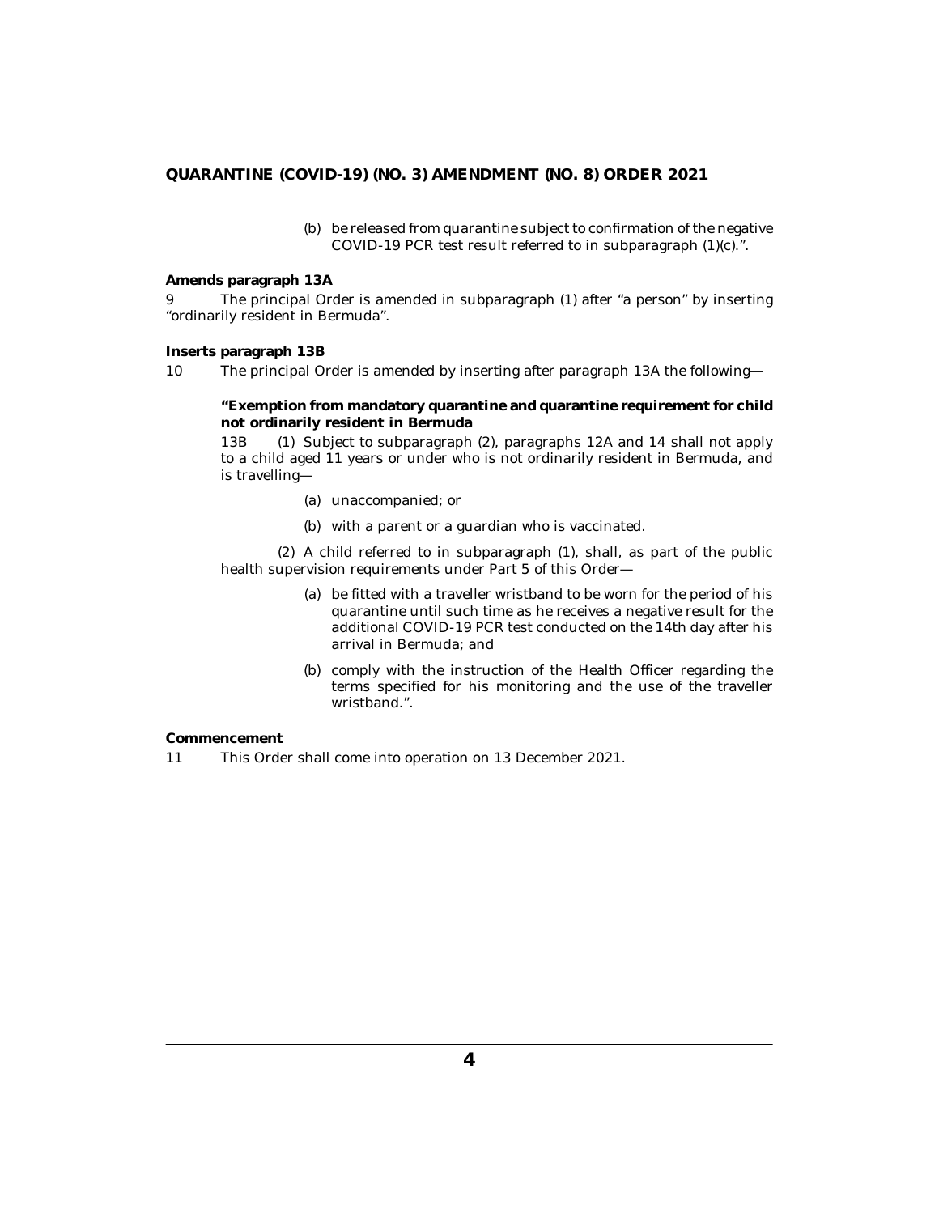(b) be released from quarantine subject to confirmation of the negative COVID-19 PCR test result referred to in subparagraph (1)(c).".

**Amends paragraph 13A**

9 The principal Order is amended in subparagraph (1) after "a person" by inserting "ordinarily resident in Bermuda".

**Inserts paragraph 13B**

10 The principal Order is amended by inserting after paragraph 13A the following—

**"Exemption from mandatory quarantine and quarantine requirement for child not ordinarily resident in Bermuda**

13B (1) Subject to subparagraph (2), paragraphs 12A and 14 shall not apply to a child aged 11 years or under who is not ordinarily resident in Bermuda, and is travelling—

(a) unaccompanied; or

(b) with a parent or a guardian who is vaccinated.

(2) A child referred to in subparagraph (1), shall, as part of the public health supervision requirements under Part 5 of this Order—

(a) be fitted with a traveller wristband to be worn for the period of his quarantine until such time as he receives a negative result for the additional COVID-19 PCR test conducted on the 14th day after his arrival in Bermuda; and

(b) comply with the instruction of the Health Officer regarding the terms specified for his monitoring and the use of the traveller wristband.".

**Commencement**

11 This Order shall come into operation on 13 December 2021.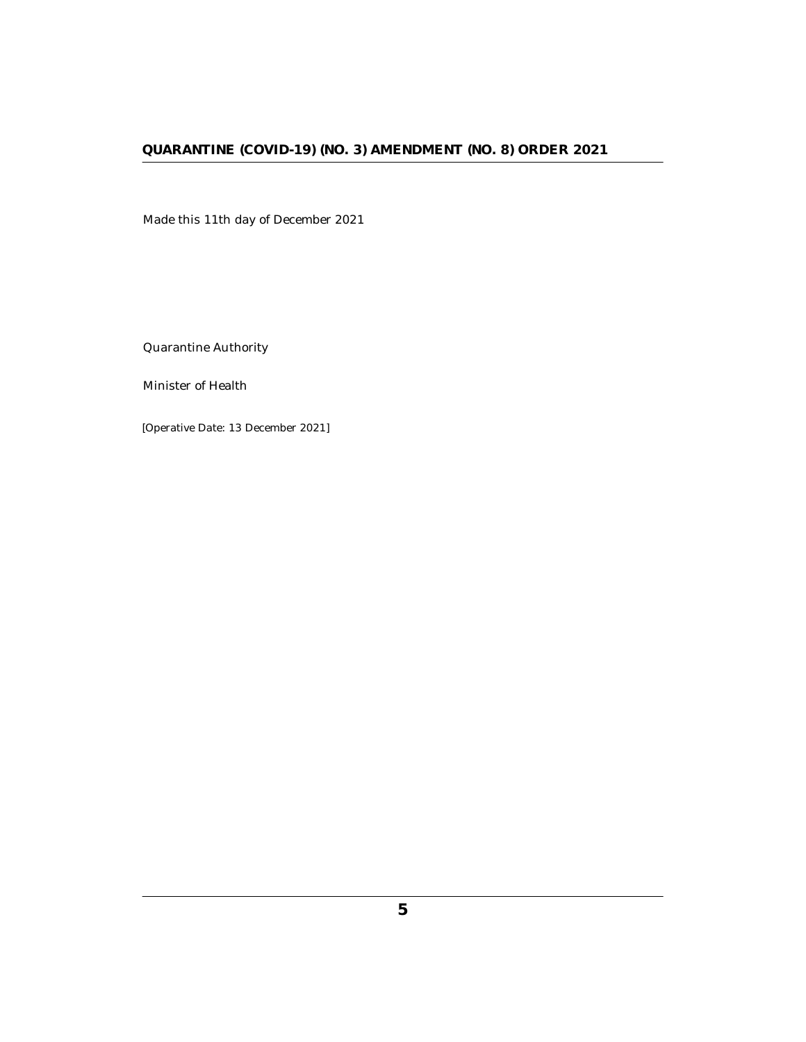Made this 11th day of December 2021

Quarantine Authority

Minister of Health

[Operative Date: 13 December 2021]